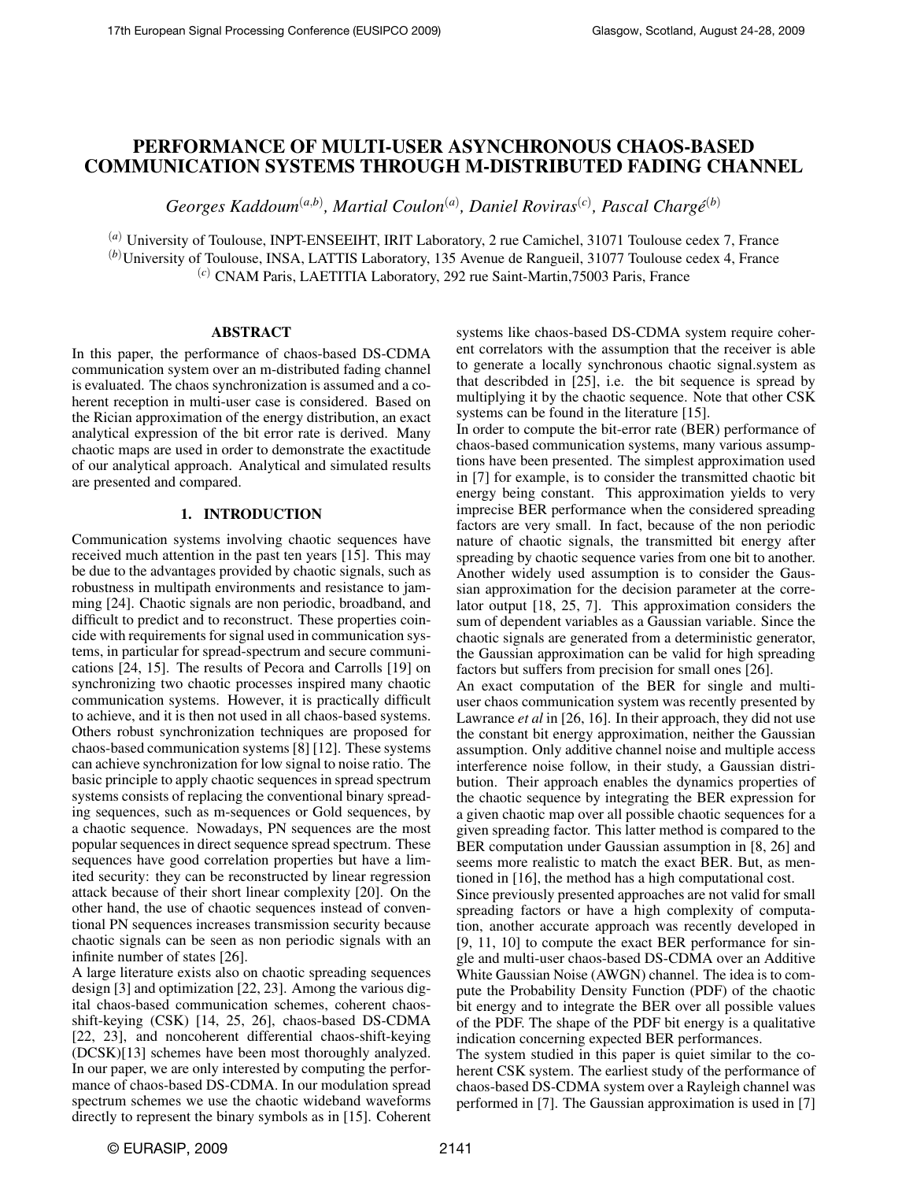# PERFORMANCE OF MULTI-USER ASYNCHRONOUS CHAOS-BASED COMMUNICATION SYSTEMS THROUGH M-DISTRIBUTED FADING CHANNEL

*Georges Kaddoum[(a,b)], Martial Coulon[(a)], Daniel Roviras[(c)], Pascal Chargé[(b)]*

[(a)] University of Toulouse, INPT-ENSEEIHT, IRIT Laboratory, 2 rue Camichel, 31071 Toulouse cedex 7, France
[(b)] University of Toulouse, INSA, LATTIS Laboratory, 135 Avenue de Rangueil, 31077 Toulouse cedex 4, France
[(c)] CNAM Paris, LAETITIA Laboratory, 292 rue Saint-Martin,75003 Paris, France

## ABSTRACT

In this paper, the performance of chaos-based DS-CDMA communication system over an m-distributed fading channel is evaluated. The chaos synchronization is assumed and a coherent reception in multi-user case is considered. Based on the Rician approximation of the energy distribution, an exact analytical expression of the bit error rate is derived. Many chaotic maps are used in order to demonstrate the exactitude of our analytical approach. Analytical and simulated results are presented and compared.

## 1. INTRODUCTION

Communication systems involving chaotic sequences have received much attention in the past ten years [15]. This may be due to the advantages provided by chaotic signals, such as robustness in multipath environments and resistance to jamming [24]. Chaotic signals are non periodic, broadband, and difficult to predict and to reconstruct. These properties coincide with requirements for signal used in communication systems, in particular for spread-spectrum and secure communications [24, 15]. The results of Pecora and Carrolls [19] on synchronizing two chaotic processes inspired many chaotic communication systems. However, it is practically difficult to achieve, and it is then not used in all chaos-based systems. Others robust synchronization techniques are proposed for chaos-based communication systems [8] [12]. These systems can achieve synchronization for low signal to noise ratio. The basic principle to apply chaotic sequences in spread spectrum systems consists of replacing the conventional binary spreading sequences, such as m-sequences or Gold sequences, by a chaotic sequence. Nowadays, PN sequences are the most popular sequences in direct sequence spread spectrum. These sequences have good correlation properties but have a limited security: they can be reconstructed by linear regression attack because of their short linear complexity [20]. On the other hand, the use of chaotic sequences instead of conventional PN sequences increases transmission security because chaotic signals can be seen as non periodic signals with an infinite number of states [26].

A large literature exists also on chaotic spreading sequences design [3] and optimization [22, 23]. Among the various digital chaos-based communication schemes, coherent chaos-shift-keying (CSK) [14, 25, 26], chaos-based DS-CDMA [22, 23], and noncoherent differential chaos-shift-keying (DCSK)[13] schemes have been most thoroughly analyzed. In our paper, we are only interested by computing the performance of chaos-based DS-CDMA. In our modulation spread spectrum schemes we use the chaotic wideband waveforms directly to represent the binary symbols as in [15]. Coherent systems like chaos-based DS-CDMA system require coherent correlators with the assumption that the receiver is able to generate a locally synchronous chaotic signal.system as that describded in [25], i.e. the bit sequence is spread by multiplying it by the chaotic sequence. Note that other CSK systems can be found in the literature [15].

In order to compute the bit-error rate (BER) performance of chaos-based communication systems, many various assumptions have been presented. The simplest approximation used in [7] for example, is to consider the transmitted chaotic bit energy being constant. This approximation yields to very imprecise BER performance when the considered spreading factors are very small. In fact, because of the non periodic nature of chaotic signals, the transmitted bit energy after spreading by chaotic sequence varies from one bit to another. Another widely used assumption is to consider the Gaussian approximation for the decision parameter at the correlator output [18, 25, 7]. This approximation considers the sum of dependent variables as a Gaussian variable. Since the chaotic signals are generated from a deterministic generator, the Gaussian approximation can be valid for high spreading factors but suffers from precision for small ones [26].

An exact computation of the BER for single and multi-user chaos communication system was recently presented by Lawrance *et al* in [26, 16]. In their approach, they did not use the constant bit energy approximation, neither the Gaussian assumption. Only additive channel noise and multiple access interference noise follow, in their study, a Gaussian distribution. Their approach enables the dynamics properties of the chaotic sequence by integrating the BER expression for a given chaotic map over all possible chaotic sequences for a given spreading factor. This latter method is compared to the BER computation under Gaussian assumption in [8, 26] and seems more realistic to match the exact BER. But, as mentioned in [16], the method has a high computational cost.

Since previously presented approaches are not valid for small spreading factors or have a high complexity of computation, another accurate approach was recently developed in [9, 11, 10] to compute the exact BER performance for single and multi-user chaos-based DS-CDMA over an Additive White Gaussian Noise (AWGN) channel. The idea is to compute the Probability Density Function (PDF) of the chaotic bit energy and to integrate the BER over all possible values of the PDF. The shape of the PDF bit energy is a qualitative indication concerning expected BER performances.

The system studied in this paper is quiet similar to the coherent CSK system. The earliest study of the performance of chaos-based DS-CDMA system over a Rayleigh channel was performed in [7]. The Gaussian approximation is used in [7]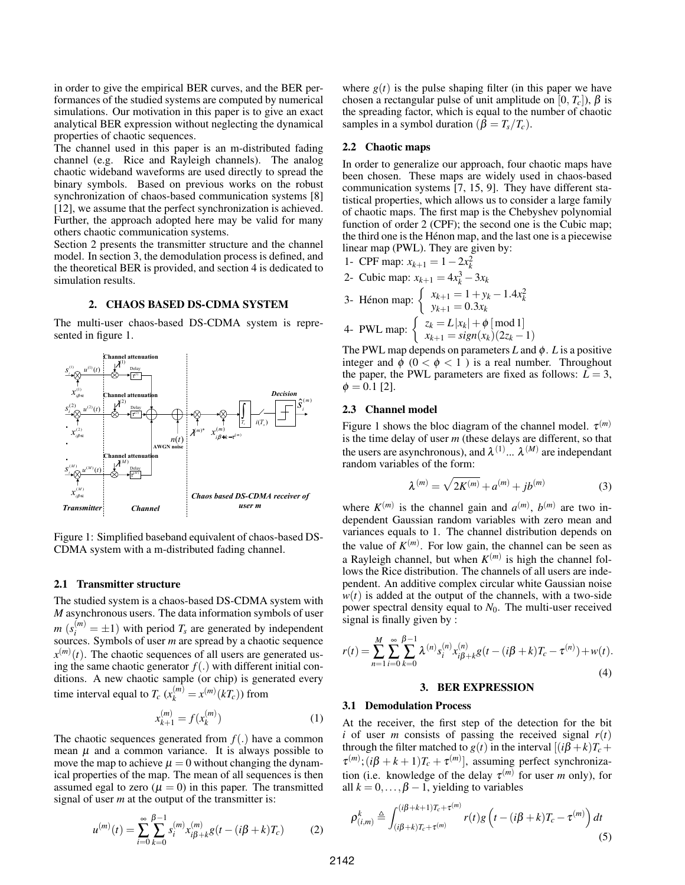in order to give the empirical BER curves, and the BER performances of the studied systems are computed by numerical simulations. Our motivation in this paper is to give an exact analytical BER expression without neglecting the dynamical properties of chaotic sequences.

The channel used in this paper is an m-distributed fading channel (e.g. Rice and Rayleigh channels). The analog chaotic wideband waveforms are used directly to spread the binary symbols. Based on previous works on the robust synchronization of chaos-based communication systems [8] [12], we assume that the perfect synchronization is achieved. Further, the approach adopted here may be valid for many others chaotic communication systems.

Section 2 presents the transmitter structure and the channel model. In section 3, the demodulation process is defined, and the theoretical BER is provided, and section 4 is dedicated to simulation results.

## 2. CHAOS BASED DS-CDMA SYSTEM

The multi-user chaos-based DS-CDMA system is represented in figure 1.

Figure 1: Simplified baseband equivalent of chaos-based DS-CDMA system with a m-distributed fading channel.

### 2.1 Transmitter structure

The studied system is a chaos-based DS-CDMA system with $M$ asynchronous users. The data information symbols of user $m$ ($s_i^{(m)} = \pm 1$) with period $T_s$ are generated by independent sources. Symbols of user $m$ are spread by a chaotic sequence $x^{(m)}(t)$. The chaotic sequences of all users are generated using the same chaotic generator $f(.)$ with different initial conditions. A new chaotic sample (or chip) is generated every time interval equal to $T_c$ ($x_k^{(m)} = x^{(m)}(kT_c)$) from

$$x_{k+1}^{(m)} = f(x_k^{(m)}) \tag{1}$$

The chaotic sequences generated from $f(.)$ have a common mean $\mu$ and a common variance. It is always possible to move the map to achieve $\mu = 0$ without changing the dynamical properties of the map. The mean of all sequences is then assumed egal to zero ($\mu = 0$) in this paper. The transmitted signal of user $m$ at the output of the transmitter is:

$$u^{(m)}(t) = \sum_{i=0}^{\infty} \sum_{k=0}^{\beta-1} s_i^{(m)} x_{i\beta+k}^{(m)} g(t-(i\beta+k)T_c) \tag{2}$$

where $g(t)$ is the pulse shaping filter (in this paper we have chosen a rectangular pulse of unit amplitude on $[0, T_c]$), $\beta$ is the spreading factor, which is equal to the number of chaotic samples in a symbol duration ($\beta = T_s/T_c$).

### 2.2 Chaotic maps

In order to generalize our approach, four chaotic maps have been chosen. These maps are widely used in chaos-based communication systems [7, 15, 9]. They have different statistical properties, which allows us to consider a large family of chaotic maps. The first map is the Chebyshev polynomial function of order 2 (CPF); the second one is the Cubic map; the third one is the Hénon map, and the last one is a piecewise linear map (PWL). They are given by:

1- CPF map: $x_{k+1} = 1 - 2x_k^2$

2- Cubic map: $x_{k+1} = 4x_k^3 - 3x_k$

3- Hénon map: $\begin{cases} x_{k+1} = 1 + y_k - 1.4x_k^2 \\ y_{k+1} = 0.3x_k \end{cases}$

4- PWL map: $\begin{cases} z_k = L|x_k| + \phi\,[\bmod 1] \\ x_{k+1} = sign(x_k)(2z_k - 1) \end{cases}$

The PWL map depends on parameters $L$ and $\phi$. $L$ is a positive integer and $\phi$ ($0 < \phi < 1$) is a real number. Throughout the paper, the PWL parameters are fixed as follows: $L = 3$, $\phi = 0.1$ [2].

### 2.3 Channel model

Figure 1 shows the bloc diagram of the channel model. $\tau^{(m)}$ is the time delay of user $m$ (these delays are different, so that the users are asynchronous), and $\lambda^{(1)} \dots \lambda^{(M)}$ are independant random variables of the form:

$$\lambda^{(m)} = \sqrt{2K^{(m)}} + a^{(m)} + jb^{(m)} \tag{3}$$

where $K^{(m)}$ is the channel gain and $a^{(m)}$, $b^{(m)}$ are two independent Gaussian random variables with zero mean and variances equals to 1. The channel distribution depends on the value of $K^{(m)}$. For low gain, the channel can be seen as a Rayleigh channel, but when $K^{(m)}$ is high the channel follows the Rice distribution. The channels of all users are independent. An additive complex circular white Gaussian noise $w(t)$ is added at the output of the channels, with a two-side power spectral density equal to $N_0$. The multi-user received signal is finally given by :

$$r(t) = \sum_{n=1}^{M} \sum_{i=0}^{\infty} \sum_{k=0}^{\beta-1} \lambda^{(n)} s_i^{(n)} x_{i\beta+k}^{(n)} g(t-(i\beta+k)T_c - \tau^{(n)}) + w(t). \tag{4}$$

## 3. BER EXPRESSION

### 3.1 Demodulation Process

At the receiver, the first step of the detection for the bit $i$ of user $m$ consists of passing the received signal $r(t)$ through the filter matched to $g(t)$ in the interval $[(i\beta+k)T_c + \tau^{(m)}; (i\beta+k+1)T_c + \tau^{(m)}]$, assuming perfect synchronization (i.e. knowledge of the delay $\tau^{(m)}$ for user $m$ only), for all $k = 0, \dots, \beta-1$, yielding to variables

$$\rho_{(i,m)}^{k} \triangleq \int_{(i\beta+k)T_c+\tau^{(m)}}^{(i\beta+k+1)T_c+\tau^{(m)}} r(t) g\left(t-(i\beta+k)T_c-\tau^{(m)}\right) dt \tag{5}$$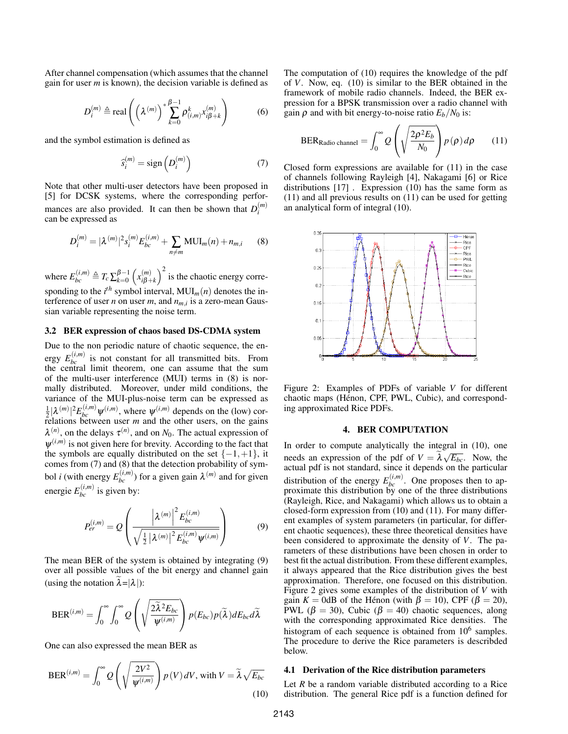After channel compensation (which assumes that the channel gain for user $m$ is known), the decision variable is defined as

$$D_i^{(m)} \triangleq \text{real}\left(\left(\lambda^{(m)}\right)^* \sum_{k=0}^{\beta-1} \rho_{(i,m)}^k x_{i\beta+k}^{(m)}\right) \tag{6}$$

and the symbol estimation is defined as

$$\widehat{s}_i^{(m)} = \text{sign}\left(D_i^{(m)}\right) \tag{7}$$

Note that other multi-user detectors have been proposed in [5] for DCSK systems, where the corresponding performances are also provided. It can then be shown that $D_i^{(m)}$ can be expressed as

$$D_i^{(m)} = |\lambda^{(m)}|^2 s_i^{(m)} E_{bc}^{(i,m)} + \sum_{n \neq m} \text{MUI}_m(n) + n_{m,i} \tag{8}$$

where $E_{bc}^{(i,m)} \triangleq T_c \sum_{k=0}^{\beta-1} \left(x_{i\beta+k}^{(m)}\right)^2$ is the chaotic energy corresponding to the $i^{th}$ symbol interval, $\text{MUI}_m(n)$ denotes the interference of user $n$ on user $m$, and $n_{m,i}$ is a zero-mean Gaussian variable representing the noise term.

### 3.2 BER expression of chaos based DS-CDMA system

Due to the non periodic nature of chaotic sequence, the energy $E_{bc}^{(i,m)}$ is not constant for all transmitted bits. From the central limit theorem, one can assume that the sum of the multi-user interference (MUI) terms in (8) is normally distributed. Moreover, under mild conditions, the variance of the MUI-plus-noise term can be expressed as $\frac{1}{2}|\lambda^{(m)}|^2 E_{bc}^{(i,m)} \psi^{(i,m)}$, where $\psi^{(i,m)}$ depends on the (low) correlations between user $m$ and the other users, on the gains $\lambda^{(n)}$, on the delays $\tau^{(n)}$, and on $N_0$. The actual expression of $\psi^{(i,m)}$ is not given here for brevity. According to the fact that the symbols are equally distributed on the set $\{-1,+1\}$, it comes from (7) and (8) that the detection probability of symbol $i$ (with energy $E_{bc}^{(i,m)}$) for a given gain $\lambda^{(m)}$ and for given energie $E_{bc}^{(i,m)}$ is given by:

$$P_{er}^{(i,m)} = Q\left(\frac{\left|\lambda^{(m)}\right|^2 E_{bc}^{(i,m)}}{\sqrt{\frac{1}{2}\left|\lambda^{(m)}\right|^2 E_{bc}^{(i,m)} \psi^{(i,m)}}}\right) \tag{9}$$

The mean BER of the system is obtained by integrating (9) over all possible values of the bit energy and channel gain (using the notation $\widetilde{\lambda}=|\lambda|$):

$$\text{BER}^{(i,m)} = \int_0^\infty \int_0^\infty Q\left(\sqrt{\frac{2\widetilde{\lambda}^2 E_{bc}}{\psi^{(i,m)}}}\right) p(E_{bc}) p(\widetilde{\lambda}) dE_{bc} d\widetilde{\lambda}$$

One can also expressed the mean BER as

$$\text{BER}^{(i,m)} = \int_0^\infty Q\left(\sqrt{\frac{2V^2}{\psi^{(i,m)}}}\right) p(V)\, dV, \text{ with } V = \widetilde{\lambda}\sqrt{E_{bc}} \tag{10}$$

The computation of (10) requires the knowledge of the pdf of $V$. Now, eq. (10) is similar to the BER obtained in the framework of mobile radio channels. Indeed, the BER expression for a BPSK transmission over a radio channel with gain $\rho$ and with bit energy-to-noise ratio $E_b/N_0$ is:

$$\text{BER}_{\text{Radio channel}} = \int_0^\infty Q\left(\sqrt{\frac{2\rho^2 E_b}{N_0}}\right) p(\rho)\, d\rho \tag{11}$$

Closed form expressions are available for (11) in the case of channels following Rayleigh [4], Nakagami [6] or Rice distributions [17] . Expression (10) has the same form as (11) and all previous results on (11) can be used for getting an analytical form of integral (10).

Figure 2: Examples of PDFs of variable $V$ for different chaotic maps (Hénon, CPF, PWL, Cubic), and corresponding approximated Rice PDFs.

## 4. BER COMPUTATION

In order to compute analytically the integral in (10), one needs an expression of the pdf of $V = \widetilde{\lambda}\sqrt{E_{bc}}$. Now, the actual pdf is not standard, since it depends on the particular distribution of the energy $E_{bc}^{(i,m)}$. One proposes then to approximate this distribution by one of the three distributions (Rayleigh, Rice, and Nakagami) which allows us to obtain a closed-form expression from (10) and (11). For many different examples of system parameters (in particular, for different chaotic sequences), these three theoretical densities have been considered to approximate the density of $V$. The parameters of these distributions have been chosen in order to best fit the actual distribution. From these different examples, it always appeared that the Rice distribution gives the best approximation. Therefore, one focused on this distribution. Figure 2 gives some examples of the distribution of $V$ with gain $K = 0$dB of the Hénon (with $\beta = 10$), CPF ($\beta = 20$), PWL ($\beta = 30$), Cubic ($\beta = 40$) chaotic sequences, along with the corresponding approximated Rice densities. The histogram of each sequence is obtained from $10^6$ samples. The procedure to derive the Rice parameters is describded below.

### 4.1 Derivation of the Rice distribution parameters

Let $R$ be a random variable distributed according to a Rice distribution. The general Rice pdf is a function defined for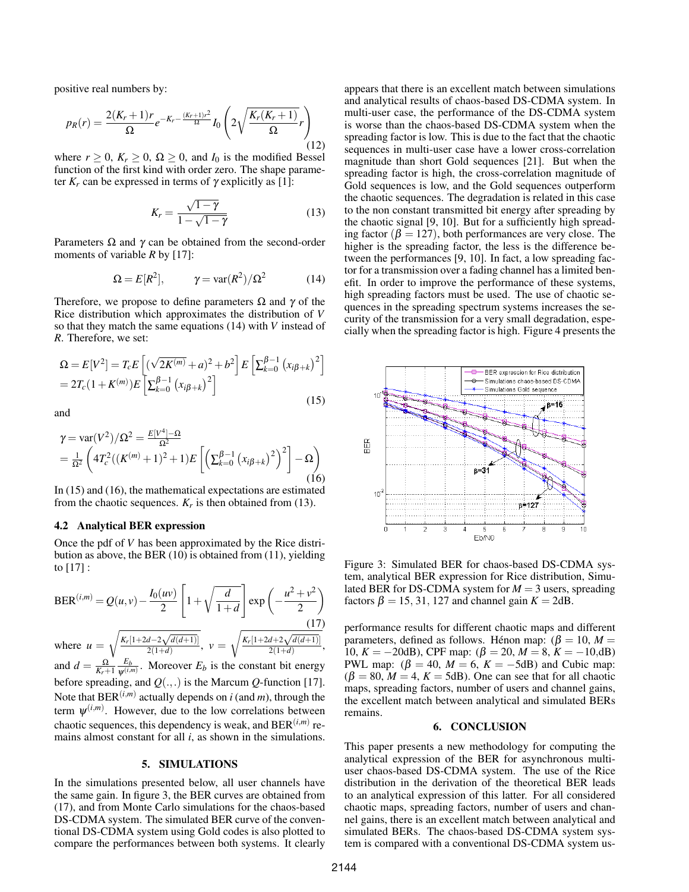positive real numbers by:

$$p_R(r) = \frac{2(K_r+1)r}{\Omega} e^{-K_r - \frac{(K_r+1)r^2}{\Omega}} I_0\left(2\sqrt{\frac{K_r(K_r+1)}{\Omega}}r\right) \tag{12}$$

where $r \geq 0$, $K_r \geq 0$, $\Omega \geq 0$, and $I_0$ is the modified Bessel function of the first kind with order zero. The shape parameter $K_r$ can be expressed in terms of $\gamma$ explicitly as [1]:

$$K_r = \frac{\sqrt{1-\gamma}}{1-\sqrt{1-\gamma}} \tag{13}$$

Parameters $\Omega$ and $\gamma$ can be obtained from the second-order moments of variable $R$ by [17]:

$$\Omega = E[R^2], \qquad \gamma = \text{var}(R^2)/\Omega^2 \tag{14}$$

Therefore, we propose to define parameters $\Omega$ and $\gamma$ of the Rice distribution which approximates the distribution of $V$ so that they match the same equations (14) with $V$ instead of $R$. Therefore, we set:

$$\begin{aligned}\Omega &= E[V^2] = T_c E\left[(\sqrt{2K^{(m)}}+a)^2 + b^2\right] E\left[\sum_{k=0}^{\beta-1}\left(x_{i\beta+k}\right)^2\right] \\ &= 2T_c(1+K^{(m)})E\left[\sum_{k=0}^{\beta-1}\left(x_{i\beta+k}\right)^2\right]\end{aligned} \tag{15}$$

and

$$\begin{aligned}\gamma &= \text{var}(V^2)/\Omega^2 = \frac{E[V^4]-\Omega}{\Omega^2} \\ &= \frac{1}{\Omega^2}\left(4T_c^2((K^{(m)}+1)^2+1)E\left[\left(\sum_{k=0}^{\beta-1}\left(x_{i\beta+k}\right)^2\right)^2\right] - \Omega\right)\end{aligned} \tag{16}$$

In (15) and (16), the mathematical expectations are estimated from the chaotic sequences. $K_r$ is then obtained from (13).

### 4.2 Analytical BER expression

Once the pdf of $V$ has been approximated by the Rice distribution as above, the BER (10) is obtained from (11), yielding to [17] :

$$\text{BER}^{(i,m)} = Q(u,v) - \frac{I_0(uv)}{2}\left[1+\sqrt{\frac{d}{1+d}}\right]\exp\left(-\frac{u^2+v^2}{2}\right) \tag{17}$$

where $u = \sqrt{\frac{K_r[1+2d-2\sqrt{d(d+1)}]}{2(1+d)}}$, $v = \sqrt{\frac{K_r[1+2d+2\sqrt{d(d+1)}]}{2(1+d)}}$, and $d = \frac{\Omega}{K_r+1}\frac{E_b}{\psi^{(i,m)}}$. Moreover $E_b$ is the constant bit energy before spreading, and $Q(.,.)$ is the Marcum $Q$-function [17]. Note that $\text{BER}^{(i,m)}$ actually depends on $i$ (and $m$), through the term $\psi^{(i,m)}$. However, due to the low correlations between chaotic sequences, this dependency is weak, and $\text{BER}^{(i,m)}$ remains almost constant for all $i$, as shown in the simulations.

## 5. SIMULATIONS

In the simulations presented below, all user channels have the same gain. In figure 3, the BER curves are obtained from (17), and from Monte Carlo simulations for the chaos-based DS-CDMA system. The simulated BER curve of the conventional DS-CDMA system using Gold codes is also plotted to compare the performances between both systems. It clearly appears that there is an excellent match between simulations and analytical results of chaos-based DS-CDMA system. In multi-user case, the performance of the DS-CDMA system is worse than the chaos-based DS-CDMA system when the spreading factor is low. This is due to the fact that the chaotic sequences in multi-user case have a lower cross-correlation magnitude than short Gold sequences [21]. But when the spreading factor is high, the cross-correlation magnitude of Gold sequences is low, and the Gold sequences outperform the chaotic sequences. The degradation is related in this case to the non constant transmitted bit energy after spreading by the chaotic signal [9, 10]. But for a sufficiently high spreading factor ($\beta = 127$), both performances are very close. The higher is the spreading factor, the less is the difference between the performances [9, 10]. In fact, a low spreading factor for a transmission over a fading channel has a limited benefit. In order to improve the performance of these systems, high spreading factors must be used. The use of chaotic sequences in the spreading spectrum systems increases the security of the transmission for a very small degradation, especially when the spreading factor is high. Figure 4 presents the performance results for different chaotic maps and different parameters, defined as follows. Hénon map: ($\beta = 10$, $M = 10$, $K = -20$dB), CPF map: ($\beta = 20$, $M = 8$, $K = -10$,dB) PWL map: ($\beta = 40$, $M = 6$, $K = -5$dB) and Cubic map: ($\beta = 80$, $M = 4$, $K = 5$dB). One can see that for all chaotic maps, spreading factors, number of users and channel gains, the excellent match between analytical and simulated BERs remains.

Figure 3: Simulated BER for chaos-based DS-CDMA system, analytical BER expression for Rice distribution, Simulated BER for DS-CDMA system for $M = 3$ users, spreading factors $\beta = 15, 31, 127$ and channel gain $K = 2$dB.

## 6. CONCLUSION

This paper presents a new methodology for computing the analytical expression of the BER for asynchronous multi-user chaos-based DS-CDMA system. The use of the Rice distribution in the derivation of the theoretical BER leads to an analytical expression of this latter. For all considered chaotic maps, spreading factors, number of users and channel gains, there is an excellent match between analytical and simulated BERs. The chaos-based DS-CDMA system system is compared with a conventional DS-CDMA system us-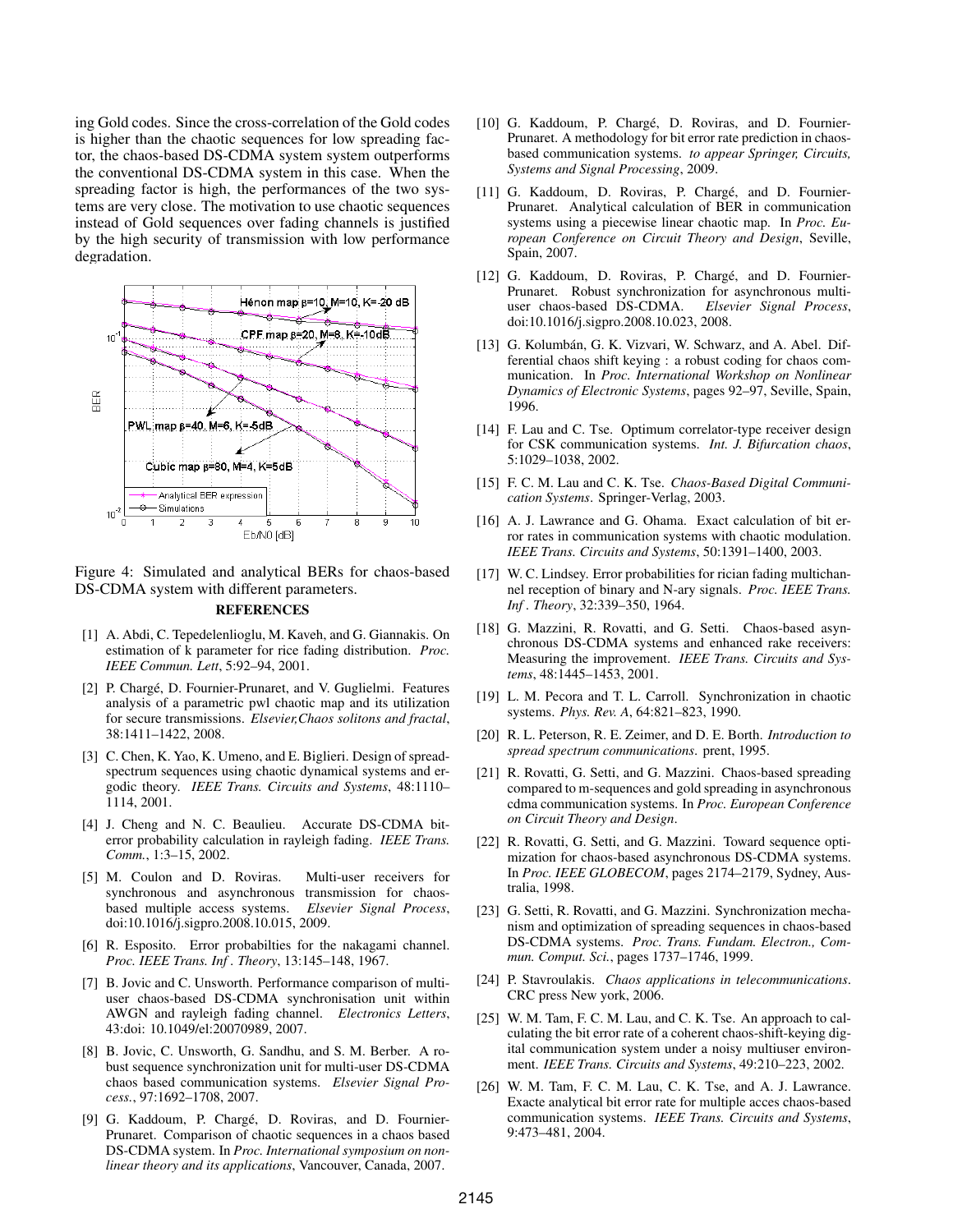ing Gold codes. Since the cross-correlation of the Gold codes is higher than the chaotic sequences for low spreading factor, the chaos-based DS-CDMA system system outperforms the conventional DS-CDMA system in this case. When the spreading factor is high, the performances of the two systems are very close. The motivation to use chaotic sequences instead of Gold sequences over fading channels is justified by the high security of transmission with low performance degradation.

Hénon map β=10, M=10, K=-20 dB
CPF map β=20, M=8, K=-10dB
PWL map β=40, M=6, K=-5dB
Cubic map β=80, M=4, K=5dB
Analytical BER expression
Simulations
BER
$10^{-1}$
$10^{-2}$
0 1 2 3 4 5 6 7 8 9 10
Eb/N0 [dB]

Figure 4: Simulated and analytical BERs for chaos-based DS-CDMA system with different parameters.

## REFERENCES

[1] A. Abdi, C. Tepedelenlioglu, M. Kaveh, and G. Giannakis. On estimation of k parameter for rice fading distribution. *Proc. IEEE Commun. Lett*, 5:92–94, 2001.

[2] P. Chargé, D. Fournier-Prunaret, and V. Guglielmi. Features analysis of a parametric pwl chaotic map and its utilization for secure transmissions. *Elsevier,Chaos solitons and fractal*, 38:1411–1422, 2008.

[3] C. Chen, K. Yao, K. Umeno, and E. Biglieri. Design of spread-spectrum sequences using chaotic dynamical systems and ergodic theory. *IEEE Trans. Circuits and Systems*, 48:1110–1114, 2001.

[4] J. Cheng and N. C. Beaulieu. Accurate DS-CDMA bit-error probability calculation in rayleigh fading. *IEEE Trans. Comm.*, 1:3–15, 2002.

[5] M. Coulon and D. Roviras. Multi-user receivers for synchronous and asynchronous transmission for chaos-based multiple access systems. *Elsevier Signal Process*, doi:10.1016/j.sigpro.2008.10.015, 2009.

[6] R. Esposito. Error probabilties for the nakagami channel. *Proc. IEEE Trans. Inf . Theory*, 13:145–148, 1967.

[7] B. Jovic and C. Unsworth. Performance comparison of multi-user chaos-based DS-CDMA synchronisation unit within AWGN and rayleigh fading channel. *Electronics Letters*, 43:doi: 10.1049/el:20070989, 2007.

[8] B. Jovic, C. Unsworth, G. Sandhu, and S. M. Berber. A robust sequence synchronization unit for multi-user DS-CDMA chaos based communication systems. *Elsevier Signal Process.*, 97:1692–1708, 2007.

[9] G. Kaddoum, P. Chargé, D. Roviras, and D. Fournier-Prunaret. Comparison of chaotic sequences in a chaos based DS-CDMA system. In *Proc. International symposium on nonlinear theory and its applications*, Vancouver, Canada, 2007.

[10] G. Kaddoum, P. Chargé, D. Roviras, and D. Fournier-Prunaret. A methodology for bit error rate prediction in chaos-based communication systems. *to appear Springer, Circuits, Systems and Signal Processing*, 2009.

[11] G. Kaddoum, D. Roviras, P. Chargé, and D. Fournier-Prunaret. Analytical calculation of BER in communication systems using a piecewise linear chaotic map. In *Proc. European Conference on Circuit Theory and Design*, Seville, Spain, 2007.

[12] G. Kaddoum, D. Roviras, P. Chargé, and D. Fournier-Prunaret. Robust synchronization for asynchronous multi-user chaos-based DS-CDMA. *Elsevier Signal Process*, doi:10.1016/j.sigpro.2008.10.023, 2008.

[13] G. Kolumbán, G. K. Vizvari, W. Schwarz, and A. Abel. Differential chaos shift keying : a robust coding for chaos communication. In *Proc. International Workshop on Nonlinear Dynamics of Electronic Systems*, pages 92–97, Seville, Spain, 1996.

[14] F. Lau and C. Tse. Optimum correlator-type receiver design for CSK communication systems. *Int. J. Bifurcation chaos*, 5:1029–1038, 2002.

[15] F. C. M. Lau and C. K. Tse. *Chaos-Based Digital Communication Systems*. Springer-Verlag, 2003.

[16] A. J. Lawrance and G. Ohama. Exact calculation of bit error rates in communication systems with chaotic modulation. *IEEE Trans. Circuits and Systems*, 50:1391–1400, 2003.

[17] W. C. Lindsey. Error probabilities for rician fading multichannel reception of binary and N-ary signals. *Proc. IEEE Trans. Inf . Theory*, 32:339–350, 1964.

[18] G. Mazzini, R. Rovatti, and G. Setti. Chaos-based asynchronous DS-CDMA systems and enhanced rake receivers: Measuring the improvement. *IEEE Trans. Circuits and Systems*, 48:1445–1453, 2001.

[19] L. M. Pecora and T. L. Carroll. Synchronization in chaotic systems. *Phys. Rev. A*, 64:821–823, 1990.

[20] R. L. Peterson, R. E. Zeimer, and D. E. Borth. *Introduction to spread spectrum communications*. prent, 1995.

[21] R. Rovatti, G. Setti, and G. Mazzini. Chaos-based spreading compared to m-sequences and gold spreading in asynchronous cdma communication systems. In *Proc. European Conference on Circuit Theory and Design*.

[22] R. Rovatti, G. Setti, and G. Mazzini. Toward sequence optimization for chaos-based asynchronous DS-CDMA systems. In *Proc. IEEE GLOBECOM*, pages 2174–2179, Sydney, Australia, 1998.

[23] G. Setti, R. Rovatti, and G. Mazzini. Synchronization mechanism and optimization of spreading sequences in chaos-based DS-CDMA systems. *Proc. Trans. Fundam. Electron., Commun. Comput. Sci.*, pages 1737–1746, 1999.

[24] P. Stavroulakis. *Chaos applications in telecommunications*. CRC press New york, 2006.

[25] W. M. Tam, F. C. M. Lau, and C. K. Tse. An approach to calculating the bit error rate of a coherent chaos-shift-keying digital communication system under a noisy multiuser environment. *IEEE Trans. Circuits and Systems*, 49:210–223, 2002.

[26] W. M. Tam, F. C. M. Lau, C. K. Tse, and A. J. Lawrance. Exacte analytical bit error rate for multiple acces chaos-based communication systems. *IEEE Trans. Circuits and Systems*, 9:473–481, 2004.